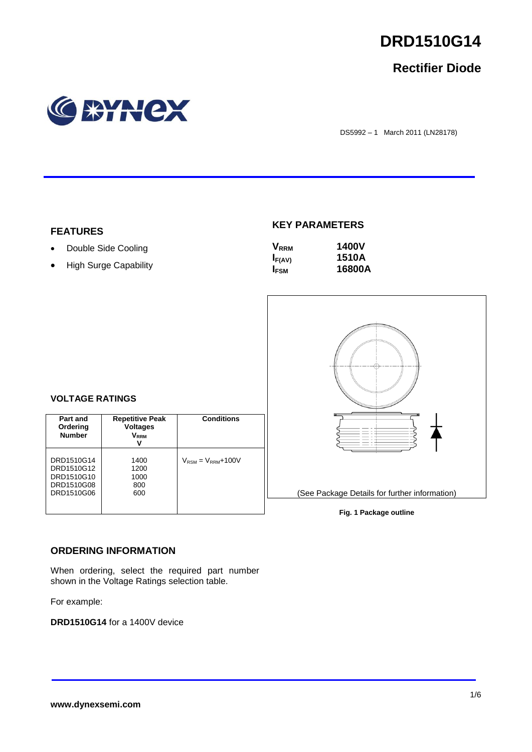# DRD1510G14

## Rectifier Diode

DS5992 – 1 March 2011 (LN28178)

## FEATURES

- Double Side Cooling
- High Surge Capability

## KEY PARAMETERS

| | |
|---|---|
| $V_{RRM}$ | **1400V** |
| $I_{F(AV)}$ | **1510A** |
| $I_{FSM}$ | **16800A** |

## VOLTAGE RATINGS

| Part and Ordering Number | Repetitive Peak Voltages $V_{RRM}$ V | Conditions |
|---|---|---|
| DRD1510G14<br>DRD1510G12<br>DRD1510G10<br>DRD1510G08<br>DRD1510G06 | 1400<br>1200<br>1000<br>800<br>600 | $V_{RSM} = V_{RRM}$+100V |

(See Package Details for further information)

**Fig. 1 Package outline**

## ORDERING INFORMATION

When ordering, select the required part number shown in the Voltage Ratings selection table.

For example:

**DRD1510G14** for a 1400V device

**www.dynexsemi.com**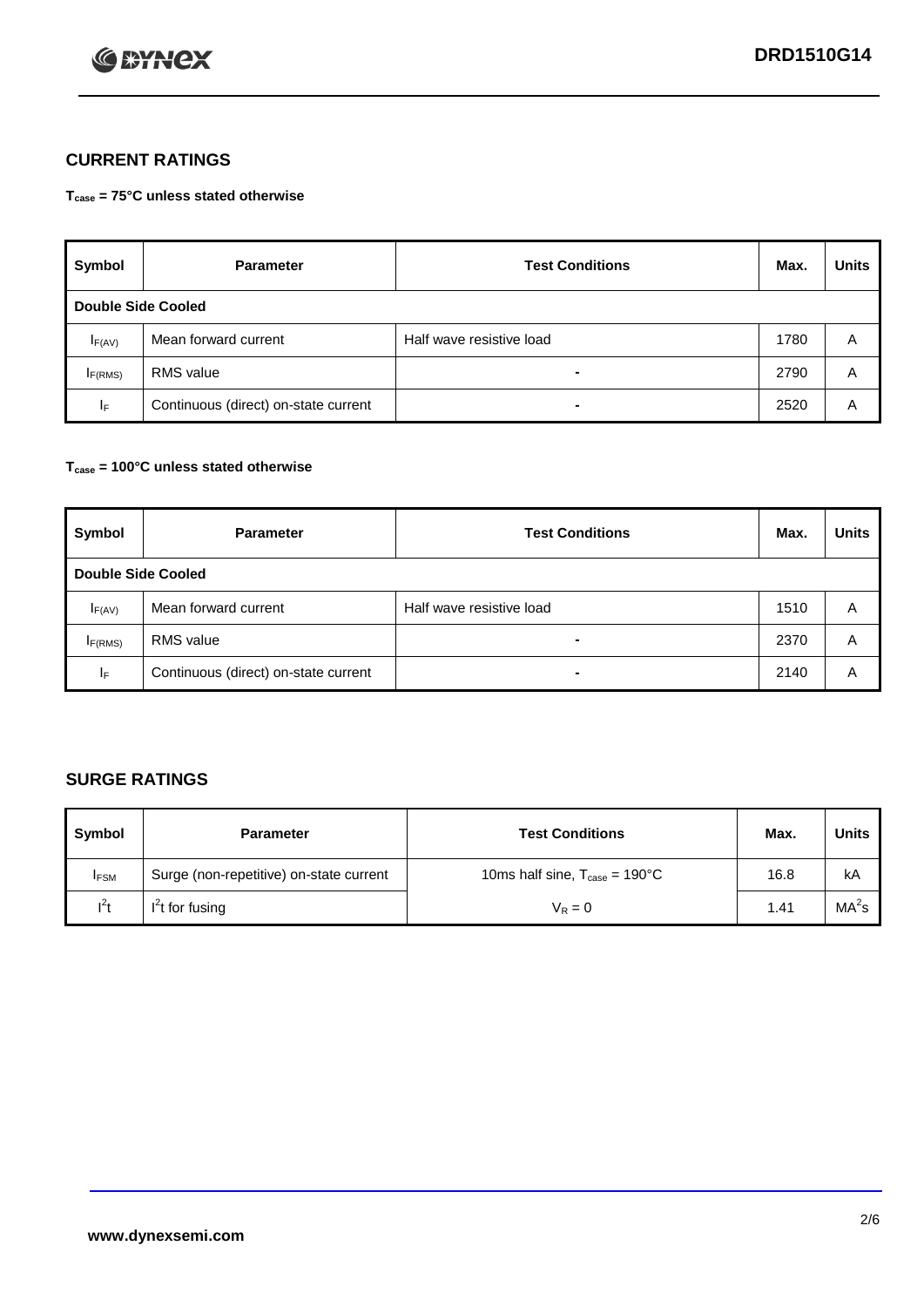## CURRENT RATINGS

**$T_{case}$ = 75°C unless stated otherwise**

| Symbol | Parameter | Test Conditions | Max. | Units |
|---|---|---|---|---|
| **Double Side Cooled** | | | | |
| $I_{F(AV)}$ | Mean forward current | Half wave resistive load | 1780 | A |
| $I_{F(RMS)}$ | RMS value | - | 2790 | A |
| $I_F$ | Continuous (direct) on-state current | - | 2520 | A |

**$T_{case}$ = 100°C unless stated otherwise**

| Symbol | Parameter | Test Conditions | Max. | Units |
|---|---|---|---|---|
| **Double Side Cooled** | | | | |
| $I_{F(AV)}$ | Mean forward current | Half wave resistive load | 1510 | A |
| $I_{F(RMS)}$ | RMS value | - | 2370 | A |
| $I_F$ | Continuous (direct) on-state current | - | 2140 | A |

## SURGE RATINGS

| Symbol | Parameter | Test Conditions | Max. | Units |
|---|---|---|---|---|
| $I_{FSM}$ | Surge (non-repetitive) on-state current | 10ms half sine, $T_{case}$ = 190°C | 16.8 | kA |
| $I^2t$ | $I^2t$ for fusing | $V_R = 0$ | 1.41 | $MA^2s$ |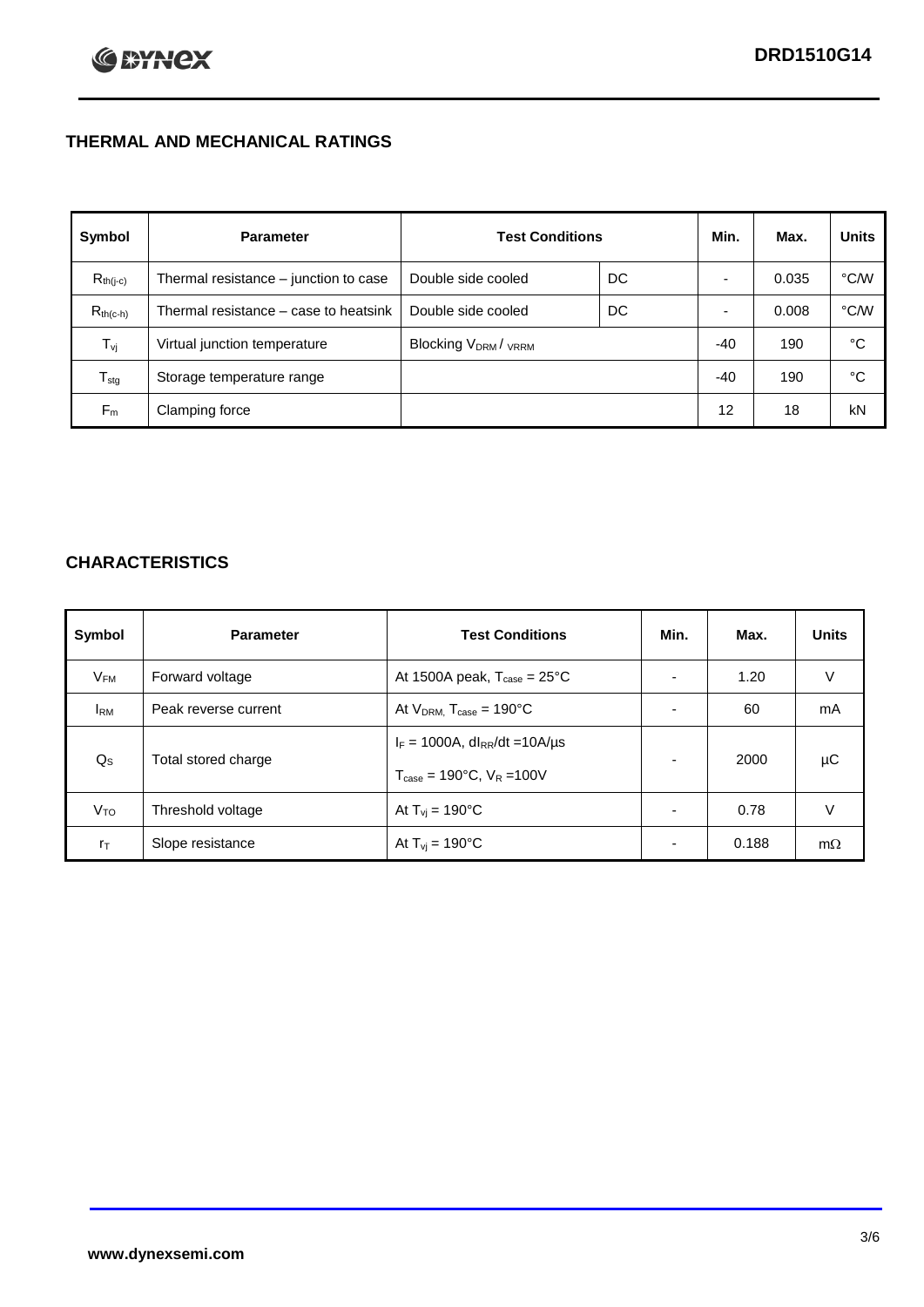## THERMAL AND MECHANICAL RATINGS

| Symbol | Parameter | Test Conditions | | Min. | Max. | Units |
|---|---|---|---|---|---|---|
| $R_{th(j-c)}$ | Thermal resistance – junction to case | Double side cooled | DC | - | 0.035 | °C/W |
| $R_{th(c-h)}$ | Thermal resistance – case to heatsink | Double side cooled | DC | - | 0.008 | °C/W |
| $T_{vj}$ | Virtual junction temperature | Blocking $V_{DRM}$ / $V_{RRM}$ | | -40 | 190 | °C |
| $T_{stg}$ | Storage temperature range | | | -40 | 190 | °C |
| $F_m$ | Clamping force | | | 12 | 18 | kN |

## CHARACTERISTICS

| Symbol | Parameter | Test Conditions | Min. | Max. | Units |
|---|---|---|---|---|---|
| $V_{FM}$ | Forward voltage | At 1500A peak, $T_{case}$ = 25°C | - | 1.20 | V |
| $I_{RM}$ | Peak reverse current | At $V_{DRM}$, $T_{case}$ = 190°C | - | 60 | mA |
| $Q_S$ | Total stored charge | $I_F$ = 1000A, $dI_{RR}/dt$ =10A/µs<br>$T_{case}$ = 190°C, $V_R$ =100V | - | 2000 | µC |
| $V_{TO}$ | Threshold voltage | At $T_{vj}$ = 190°C | - | 0.78 | V |
| $r_T$ | Slope resistance | At $T_{vj}$ = 190°C | - | 0.188 | mΩ |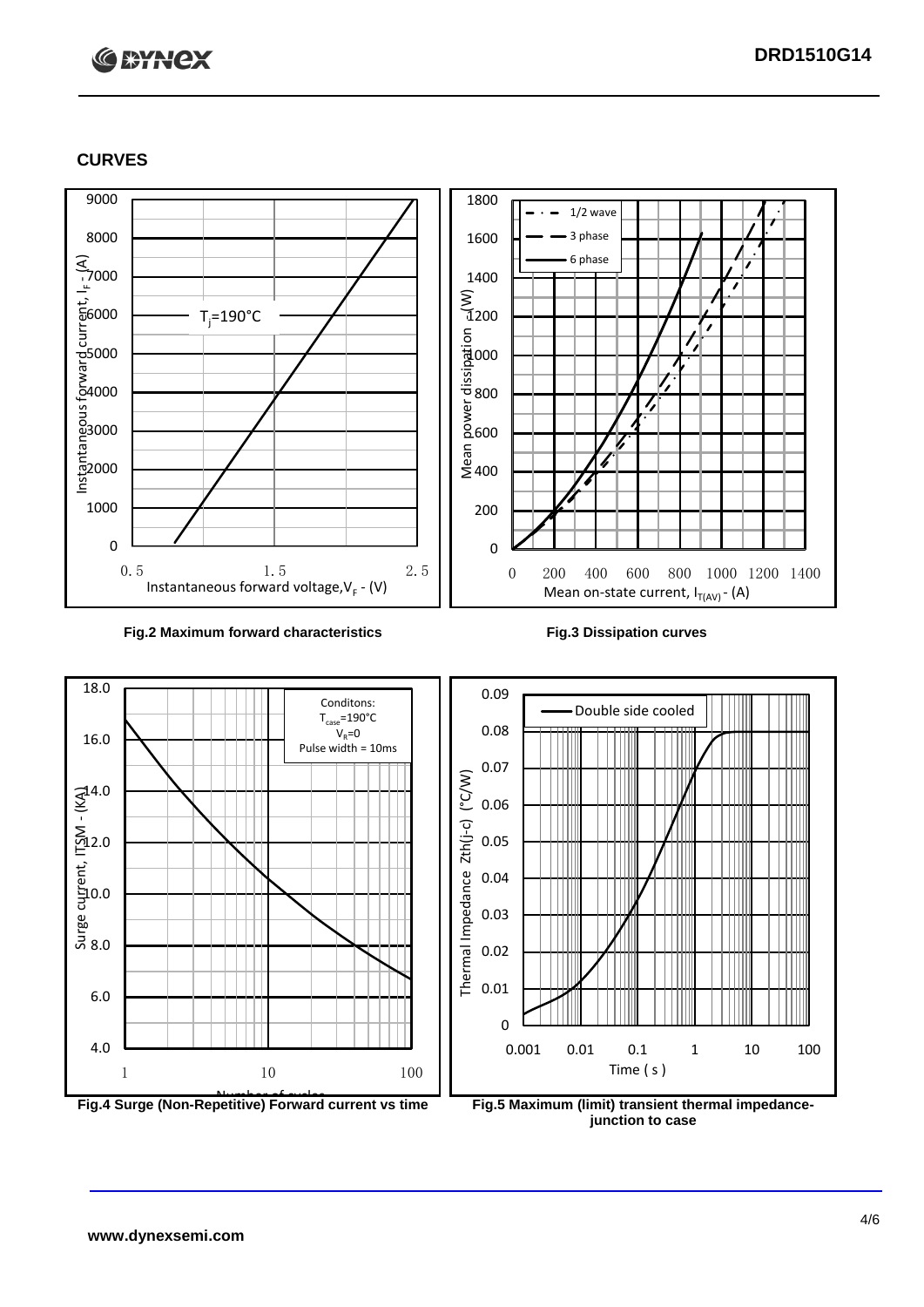## CURVES

Fig.2 Maximum forward characteristics

Fig.3 Dissipation curves

Fig.4 Surge (Non-Repetitive) Forward current vs time

Fig.5 Maximum (limit) transient thermal impedance-junction to case

www.dynexsemi.com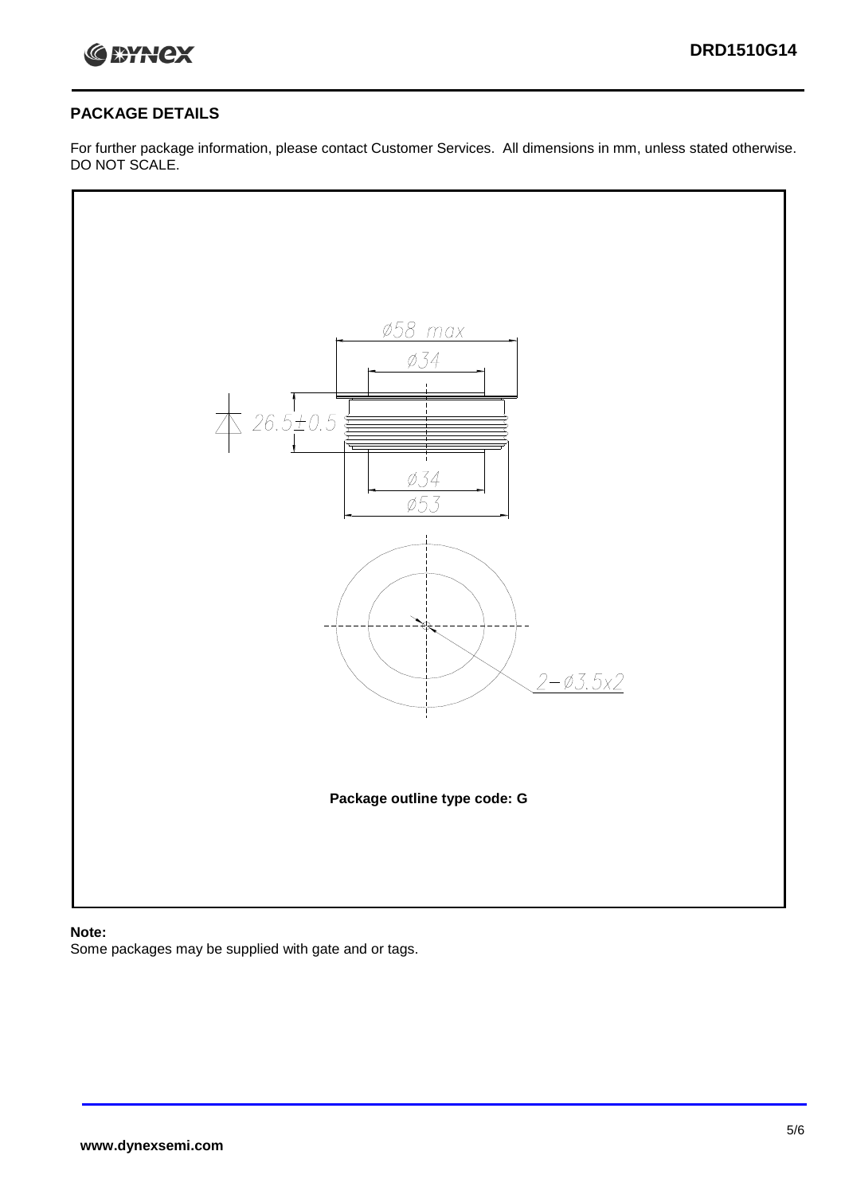## PACKAGE DETAILS

For further package information, please contact Customer Services. All dimensions in mm, unless stated otherwise. DO NOT SCALE.

Ø58 max

Ø34

26.5±0.5

Ø34

Ø53

2−Ø3.5x2

**Package outline type code: G**

**Note:**

Some packages may be supplied with gate and or tags.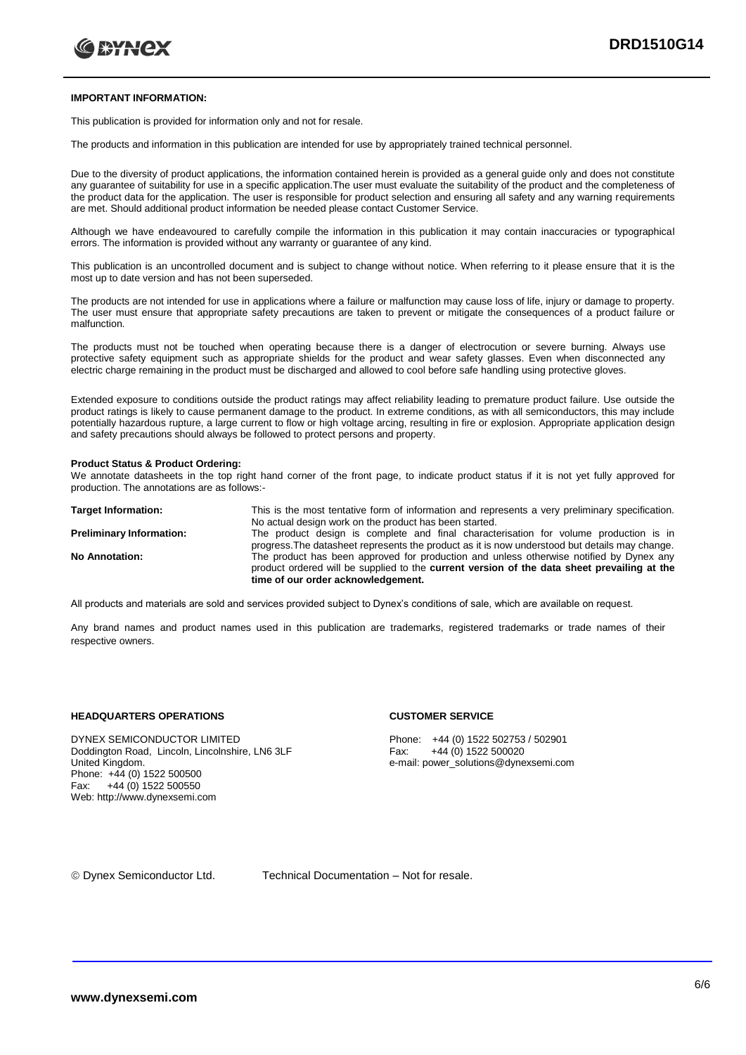**IMPORTANT INFORMATION:**

This publication is provided for information only and not for resale.

The products and information in this publication are intended for use by appropriately trained technical personnel.

Due to the diversity of product applications, the information contained herein is provided as a general guide only and does not constitute any guarantee of suitability for use in a specific application.The user must evaluate the suitability of the product and the completeness of the product data for the application. The user is responsible for product selection and ensuring all safety and any warning requirements are met. Should additional product information be needed please contact Customer Service.

Although we have endeavoured to carefully compile the information in this publication it may contain inaccuracies or typographical errors. The information is provided without any warranty or guarantee of any kind.

This publication is an uncontrolled document and is subject to change without notice. When referring to it please ensure that it is the most up to date version and has not been superseded.

The products are not intended for use in applications where a failure or malfunction may cause loss of life, injury or damage to property. The user must ensure that appropriate safety precautions are taken to prevent or mitigate the consequences of a product failure or malfunction.

The products must not be touched when operating because there is a danger of electrocution or severe burning. Always use protective safety equipment such as appropriate shields for the product and wear safety glasses. Even when disconnected any electric charge remaining in the product must be discharged and allowed to cool before safe handling using protective gloves.

Extended exposure to conditions outside the product ratings may affect reliability leading to premature product failure. Use outside the product ratings is likely to cause permanent damage to the product. In extreme conditions, as with all semiconductors, this may include potentially hazardous rupture, a large current to flow or high voltage arcing, resulting in fire or explosion. Appropriate application design and safety precautions should always be followed to protect persons and property.

**Product Status & Product Ordering:**

We annotate datasheets in the top right hand corner of the front page, to indicate product status if it is not yet fully approved for production. The annotations are as follows:-

| | |
|---|---|
| **Target Information:** | This is the most tentative form of information and represents a very preliminary specification. No actual design work on the product has been started. |
| **Preliminary Information:** | The product design is complete and final characterisation for volume production is in progress.The datasheet represents the product as it is now understood but details may change. |
| **No Annotation:** | The product has been approved for production and unless otherwise notified by Dynex any product ordered will be supplied to the **current version of the data sheet prevailing at the time of our order acknowledgement.** |

All products and materials are sold and services provided subject to Dynex's conditions of sale, which are available on request.

Any brand names and product names used in this publication are trademarks, registered trademarks or trade names of their respective owners.

**HEADQUARTERS OPERATIONS**

DYNEX SEMICONDUCTOR LIMITED
Doddington Road, Lincoln, Lincolnshire, LN6 3LF
United Kingdom.
Phone: +44 (0) 1522 500500
Fax: +44 (0) 1522 500550
Web: http://www.dynexsemi.com

**CUSTOMER SERVICE**

Phone: +44 (0) 1522 502753 / 502901
Fax: +44 (0) 1522 500020
e-mail: power_solutions@dynexsemi.com

© Dynex Semiconductor Ltd. Technical Documentation – Not for resale.